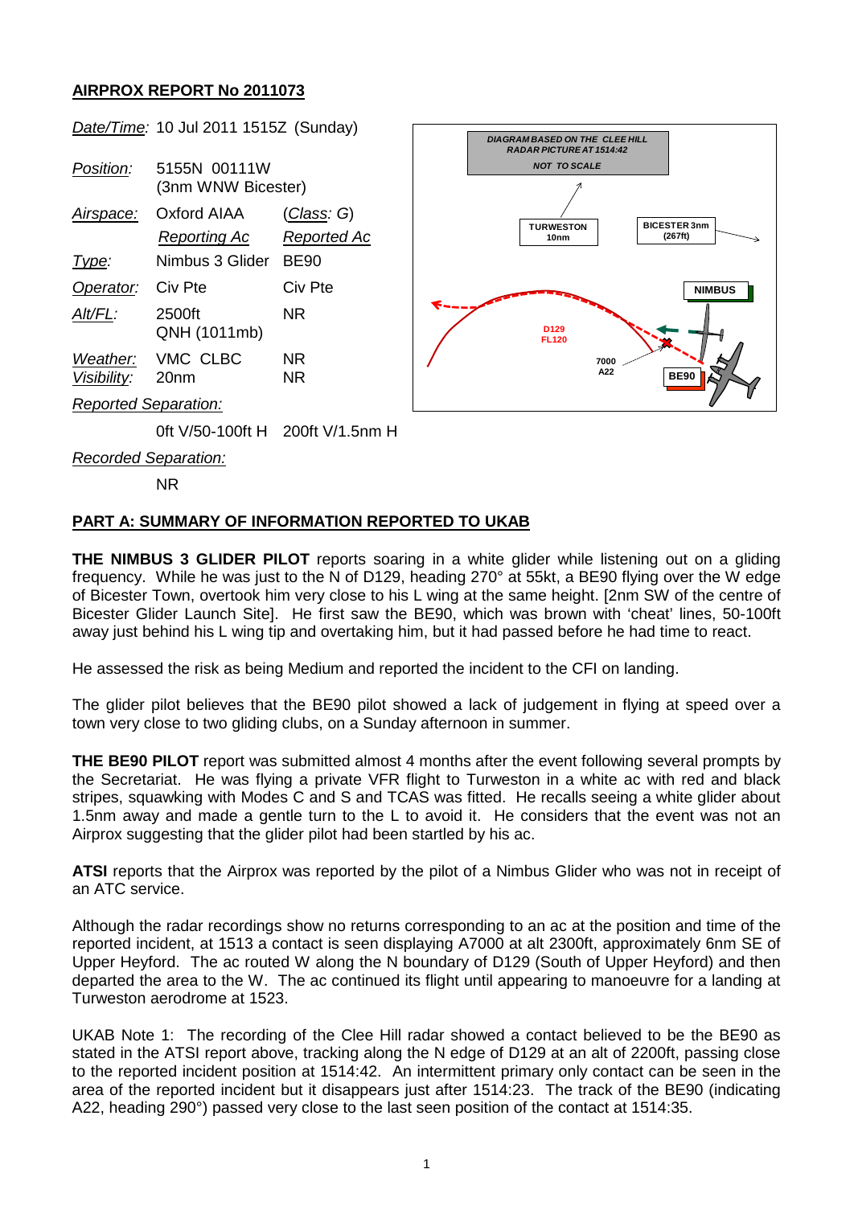**AIRPROX REPORT No 2011073**

| | | |
|---|---|---|
| *Date/Time:* | 10 Jul 2011 1515Z (Sunday) | |
| *Position:* | 5155N 00111W (3nm WNW Bicester) | |
| *Airspace:* | Oxford AIAA | (*Class*: G) |
| | *Reporting Ac* | *Reported Ac* |
| *Type:* | Nimbus 3 Glider | BE90 |
| *Operator:* | Civ Pte | Civ Pte |
| *Alt/FL:* | 2500ft QNH (1011mb) | NR |
| *Weather:* | VMC CLBC | NR |
| *Visibility:* | 20nm | NR |
| *Reported Separation:* | | |
| | 0ft V/50-100ft H | 200ft V/1.5nm H |
| *Recorded Separation:* | | |
| | NR | |

DIAGRAM BASED ON THE CLEE HILL RADAR PICTURE AT 1514:42
NOT TO SCALE
TURWESTON 10nm
BICESTER 3nm (267ft)
NIMBUS
D129 FL120
7000 A22
BE90

**PART A: SUMMARY OF INFORMATION REPORTED TO UKAB**

**THE NIMBUS 3 GLIDER PILOT** reports soaring in a white glider while listening out on a gliding frequency. While he was just to the N of D129, heading 270° at 55kt, a BE90 flying over the W edge of Bicester Town, overtook him very close to his L wing at the same height. [2nm SW of the centre of Bicester Glider Launch Site]. He first saw the BE90, which was brown with 'cheat' lines, 50-100ft away just behind his L wing tip and overtaking him, but it had passed before he had time to react.

He assessed the risk as being Medium and reported the incident to the CFI on landing.

The glider pilot believes that the BE90 pilot showed a lack of judgement in flying at speed over a town very close to two gliding clubs, on a Sunday afternoon in summer.

**THE BE90 PILOT** report was submitted almost 4 months after the event following several prompts by the Secretariat. He was flying a private VFR flight to Turweston in a white ac with red and black stripes, squawking with Modes C and S and TCAS was fitted. He recalls seeing a white glider about 1.5nm away and made a gentle turn to the L to avoid it. He considers that the event was not an Airprox suggesting that the glider pilot had been startled by his ac.

**ATSI** reports that the Airprox was reported by the pilot of a Nimbus Glider who was not in receipt of an ATC service.

Although the radar recordings show no returns corresponding to an ac at the position and time of the reported incident, at 1513 a contact is seen displaying A7000 at alt 2300ft, approximately 6nm SE of Upper Heyford. The ac routed W along the N boundary of D129 (South of Upper Heyford) and then departed the area to the W. The ac continued its flight until appearing to manoeuvre for a landing at Turweston aerodrome at 1523.

UKAB Note 1: The recording of the Clee Hill radar showed a contact believed to be the BE90 as stated in the ATSI report above, tracking along the N edge of D129 at an alt of 2200ft, passing close to the reported incident position at 1514:42. An intermittent primary only contact can be seen in the area of the reported incident but it disappears just after 1514:23. The track of the BE90 (indicating A22, heading 290°) passed very close to the last seen position of the contact at 1514:35.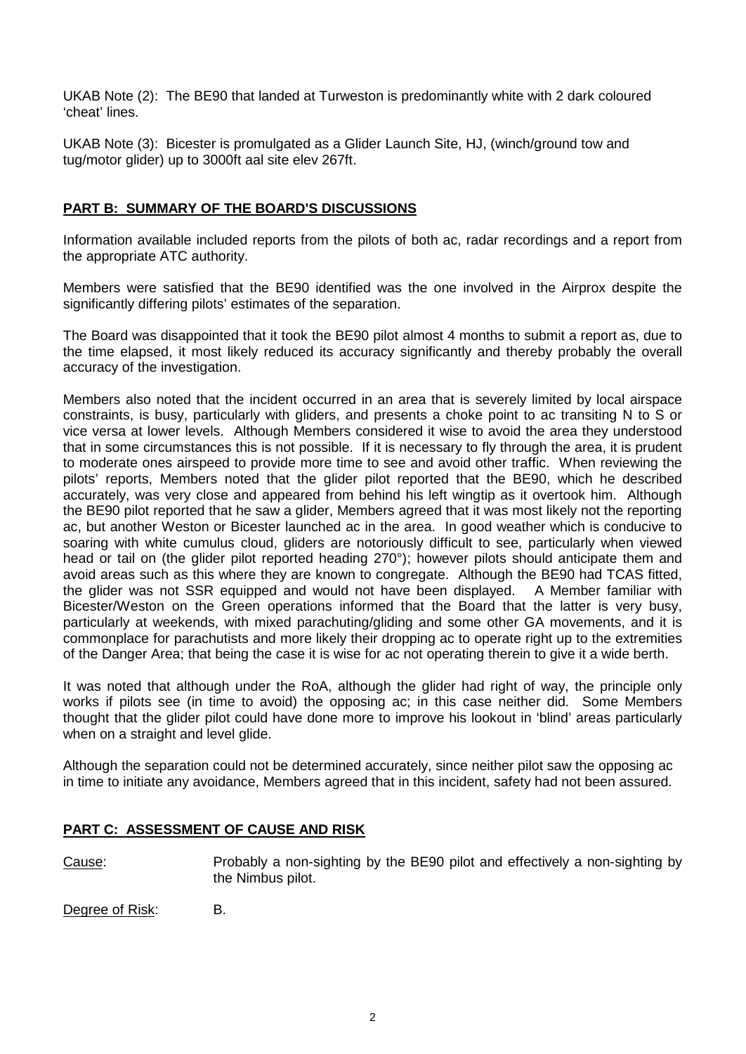UKAB Note (2): The BE90 that landed at Turweston is predominantly white with 2 dark coloured 'cheat' lines.

UKAB Note (3): Bicester is promulgated as a Glider Launch Site, HJ, (winch/ground tow and tug/motor glider) up to 3000ft aal site elev 267ft.

## PART B: SUMMARY OF THE BOARD'S DISCUSSIONS

Information available included reports from the pilots of both ac, radar recordings and a report from the appropriate ATC authority.

Members were satisfied that the BE90 identified was the one involved in the Airprox despite the significantly differing pilots' estimates of the separation.

The Board was disappointed that it took the BE90 pilot almost 4 months to submit a report as, due to the time elapsed, it most likely reduced its accuracy significantly and thereby probably the overall accuracy of the investigation.

Members also noted that the incident occurred in an area that is severely limited by local airspace constraints, is busy, particularly with gliders, and presents a choke point to ac transiting N to S or vice versa at lower levels. Although Members considered it wise to avoid the area they understood that in some circumstances this is not possible. If it is necessary to fly through the area, it is prudent to moderate ones airspeed to provide more time to see and avoid other traffic. When reviewing the pilots' reports, Members noted that the glider pilot reported that the BE90, which he described accurately, was very close and appeared from behind his left wingtip as it overtook him. Although the BE90 pilot reported that he saw a glider, Members agreed that it was most likely not the reporting ac, but another Weston or Bicester launched ac in the area. In good weather which is conducive to soaring with white cumulus cloud, gliders are notoriously difficult to see, particularly when viewed head or tail on (the glider pilot reported heading 270°); however pilots should anticipate them and avoid areas such as this where they are known to congregate. Although the BE90 had TCAS fitted, the glider was not SSR equipped and would not have been displayed. A Member familiar with Bicester/Weston on the Green operations informed that the Board that the latter is very busy, particularly at weekends, with mixed parachuting/gliding and some other GA movements, and it is commonplace for parachutists and more likely their dropping ac to operate right up to the extremities of the Danger Area; that being the case it is wise for ac not operating therein to give it a wide berth.

It was noted that although under the RoA, although the glider had right of way, the principle only works if pilots see (in time to avoid) the opposing ac; in this case neither did. Some Members thought that the glider pilot could have done more to improve his lookout in 'blind' areas particularly when on a straight and level glide.

Although the separation could not be determined accurately, since neither pilot saw the opposing ac in time to initiate any avoidance, Members agreed that in this incident, safety had not been assured.

## PART C: ASSESSMENT OF CAUSE AND RISK

Cause: Probably a non-sighting by the BE90 pilot and effectively a non-sighting by the Nimbus pilot.

Degree of Risk: B.